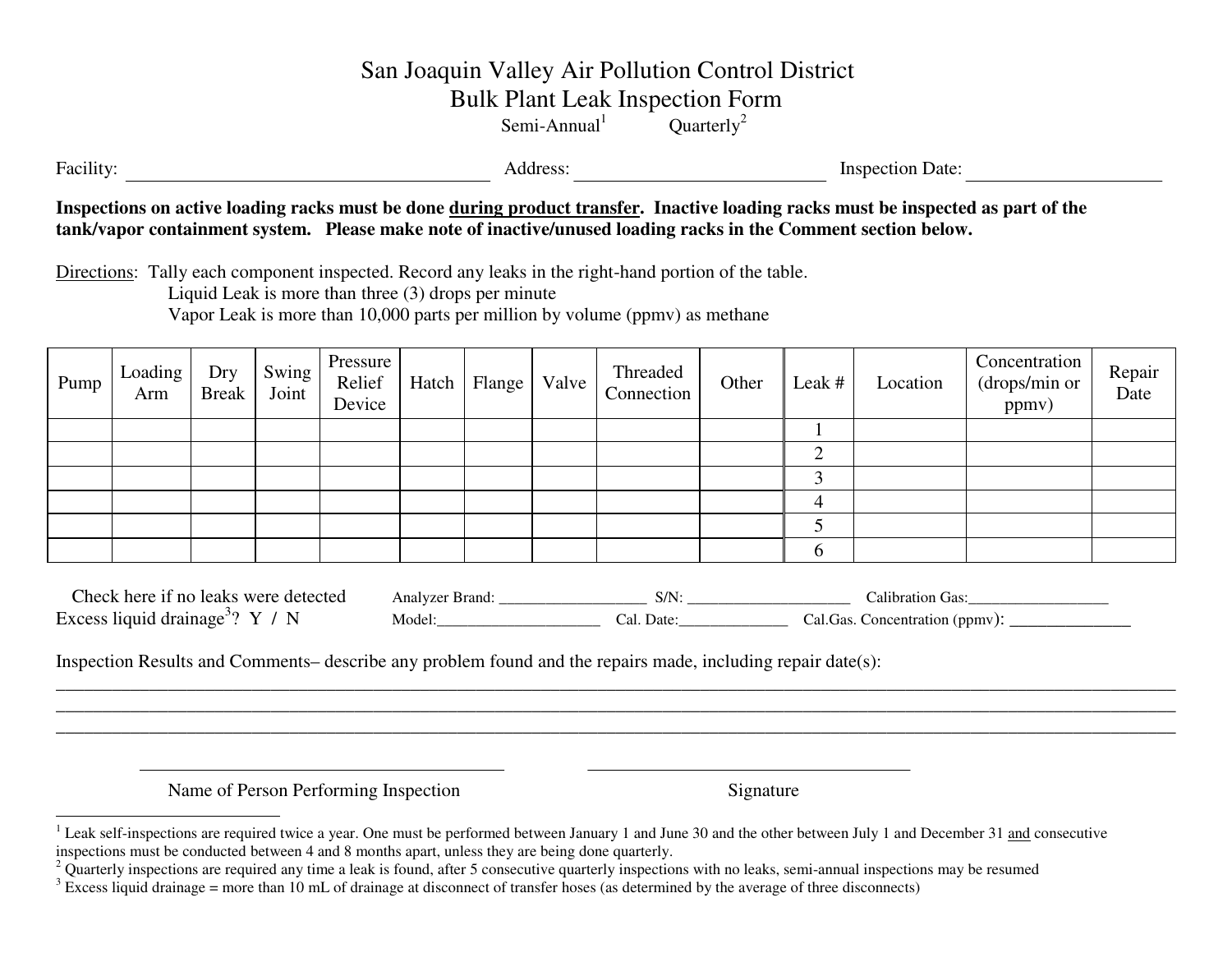# San Joaquin Valley Air Pollution Control District
## Bulk Plant Leak Inspection Form

Semi-Annual[1] Quarterly[2]

Facility: ________________________ Address: ________________________ Inspection Date: ____________________

**Inspections on active loading racks must be done <u>during product transfer</u>. Inactive loading racks must be inspected as part of the tank/vapor containment system. Please make note of inactive/unused loading racks in the Comment section below.**

<u>Directions</u>: Tally each component inspected. Record any leaks in the right-hand portion of the table.
Liquid Leak is more than three (3) drops per minute
Vapor Leak is more than 10,000 parts per million by volume (ppmv) as methane

| Pump | Loading Arm | Dry Break | Swing Joint | Pressure Relief Device | Hatch | Flange | Valve | Threaded Connection | Other | Leak # | Location | Concentration (drops/min or ppmv) | Repair Date |
|---|---|---|---|---|---|---|---|---|---|---|---|---|---|
| | | | | | | | | | | 1 | | | |
| | | | | | | | | | | 2 | | | |
| | | | | | | | | | | 3 | | | |
| | | | | | | | | | | 4 | | | |
| | | | | | | | | | | 5 | | | |
| | | | | | | | | | | 6 | | | |

Check here if no leaks were detected
Excess liquid drainage[3]? Y / N

Analyzer Brand: __________________ S/N: ____________________ Calibration Gas:_________________
Model:____________________ Cal. Date:______________ Cal.Gas. Concentration (ppmv): ______________

Inspection Results and Comments– describe any problem found and the repairs made, including repair date(s):

________________________________________________________________________________

________________________________________________________________________________

________________________________________________________________________________

________________________________________ ________________________________________

Name of Person Performing Inspection Signature

---

[1] Leak self-inspections are required twice a year. One must be performed between January 1 and June 30 and the other between July 1 and December 31 <u>and</u> consecutive inspections must be conducted between 4 and 8 months apart, unless they are being done quarterly.

[2] Quarterly inspections are required any time a leak is found, after 5 consecutive quarterly inspections with no leaks, semi-annual inspections may be resumed

[3] Excess liquid drainage = more than 10 mL of drainage at disconnect of transfer hoses (as determined by the average of three disconnects)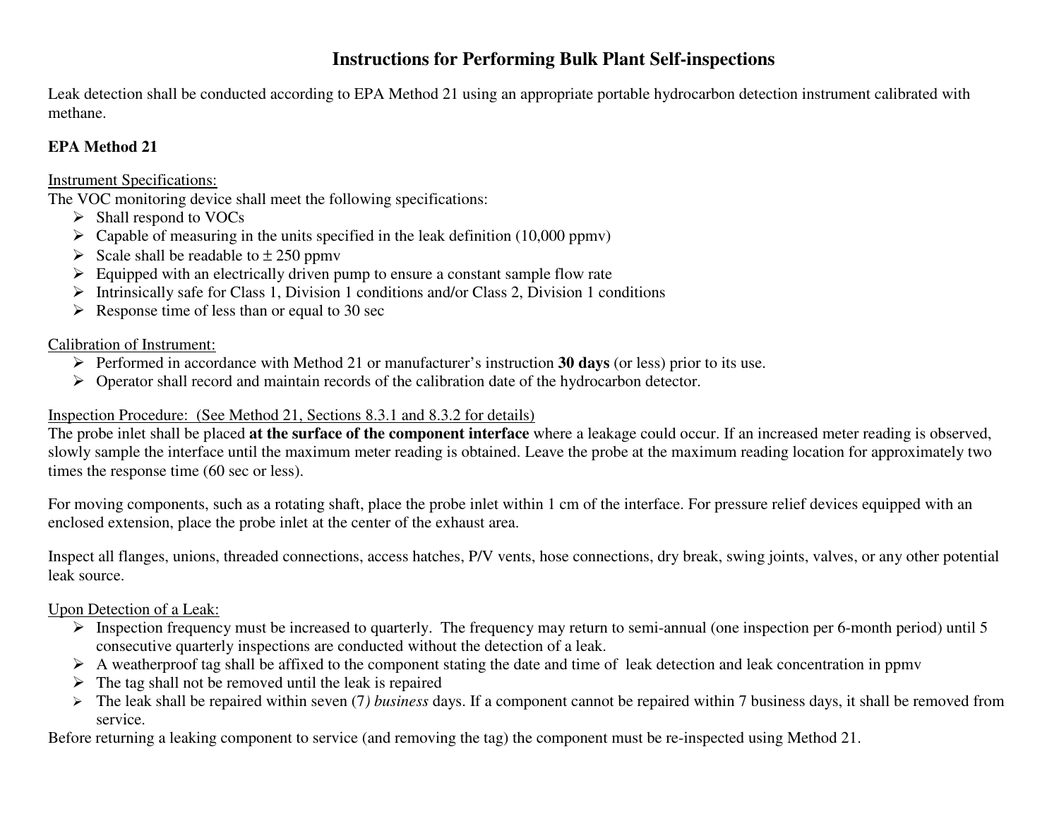# Instructions for Performing Bulk Plant Self-inspections

Leak detection shall be conducted according to EPA Method 21 using an appropriate portable hydrocarbon detection instrument calibrated with methane.

**EPA Method 21**

Instrument Specifications:

The VOC monitoring device shall meet the following specifications:

- Shall respond to VOCs
- Capable of measuring in the units specified in the leak definition (10,000 ppmv)
- Scale shall be readable to ± 250 ppmv
- Equipped with an electrically driven pump to ensure a constant sample flow rate
- Intrinsically safe for Class 1, Division 1 conditions and/or Class 2, Division 1 conditions
- Response time of less than or equal to 30 sec

Calibration of Instrument:

- Performed in accordance with Method 21 or manufacturer's instruction **30 days** (or less) prior to its use.
- Operator shall record and maintain records of the calibration date of the hydrocarbon detector.

Inspection Procedure: (See Method 21, Sections 8.3.1 and 8.3.2 for details)

The probe inlet shall be placed **at the surface of the component interface** where a leakage could occur. If an increased meter reading is observed, slowly sample the interface until the maximum meter reading is obtained. Leave the probe at the maximum reading location for approximately two times the response time (60 sec or less).

For moving components, such as a rotating shaft, place the probe inlet within 1 cm of the interface. For pressure relief devices equipped with an enclosed extension, place the probe inlet at the center of the exhaust area.

Inspect all flanges, unions, threaded connections, access hatches, P/V vents, hose connections, dry break, swing joints, valves, or any other potential leak source.

Upon Detection of a Leak:

- Inspection frequency must be increased to quarterly. The frequency may return to semi-annual (one inspection per 6-month period) until 5 consecutive quarterly inspections are conducted without the detection of a leak.
- A weatherproof tag shall be affixed to the component stating the date and time of leak detection and leak concentration in ppmv
- The tag shall not be removed until the leak is repaired
- The leak shall be repaired within seven (7*) business* days. If a component cannot be repaired within 7 business days, it shall be removed from service.

Before returning a leaking component to service (and removing the tag) the component must be re-inspected using Method 21.